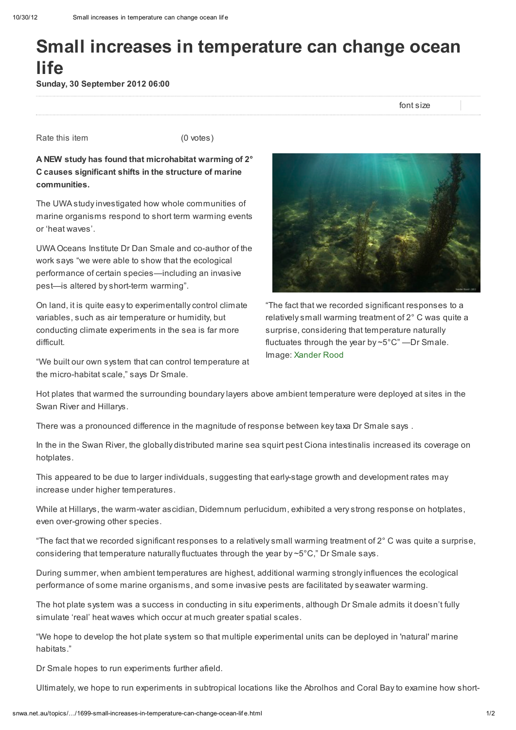# Small increases in temperature can change ocean life

**Sunday, 30 September 2012 06:00**

font size

Rate this item (0 votes)

**A NEW study has found that microhabitat warming of 2° C causes significant shifts in the structure of marine communities.**

The UWA study investigated how whole communities of marine organisms respond to short term warming events or 'heat waves'.

UWA Oceans Institute Dr Dan Smale and co-author of the work says "we were able to show that the ecological performance of certain species—including an invasive pest—is altered by short-term warming".

On land, it is quite easy to experimentally control climate variables, such as air temperature or humidity, but conducting climate experiments in the sea is far more difficult.

"We built our own system that can control temperature at the micro-habitat scale," says Dr Smale.

"The fact that we recorded significant responses to a relatively small warming treatment of 2° C was quite a surprise, considering that temperature naturally fluctuates through the year by ~5°C" —Dr Smale. Image: Xander Rood

Hot plates that warmed the surrounding boundary layers above ambient temperature were deployed at sites in the Swan River and Hillarys.

There was a pronounced difference in the magnitude of response between key taxa Dr Smale says .

In the in the Swan River, the globally distributed marine sea squirt pest Ciona intestinalis increased its coverage on hotplates.

This appeared to be due to larger individuals, suggesting that early-stage growth and development rates may increase under higher temperatures.

While at Hillarys, the warm-water ascidian, Didemnum perlucidum, exhibited a very strong response on hotplates, even over-growing other species.

"The fact that we recorded significant responses to a relatively small warming treatment of 2° C was quite a surprise, considering that temperature naturally fluctuates through the year by ~5°C," Dr Smale says.

During summer, when ambient temperatures are highest, additional warming strongly influences the ecological performance of some marine organisms, and some invasive pests are facilitated by seawater warming.

The hot plate system was a success in conducting in situ experiments, although Dr Smale admits it doesn't fully simulate 'real' heat waves which occur at much greater spatial scales.

"We hope to develop the hot plate system so that multiple experimental units can be deployed in 'natural' marine habitats."

Dr Smale hopes to run experiments further afield.

Ultimately, we hope to run experiments in subtropical locations like the Abrolhos and Coral Bay to examine how short-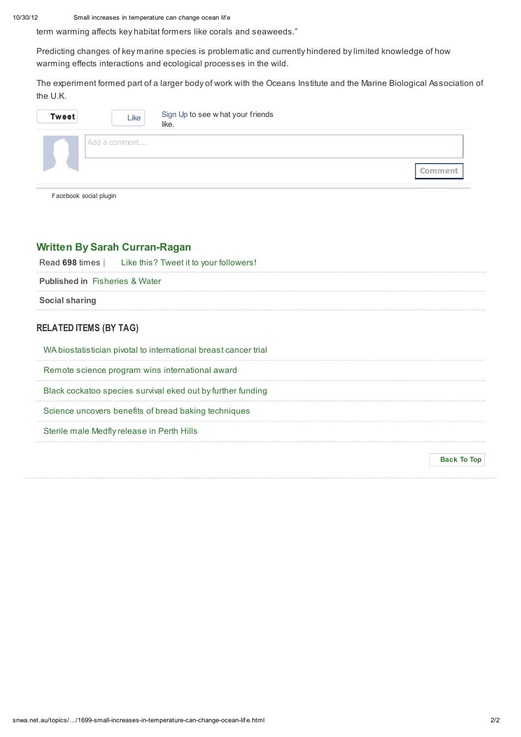term warming affects key habitat formers like corals and seaweeds."

Predicting changes of key marine species is problematic and currently hindered by limited knowledge of how warming effects interactions and ecological processes in the wild.

The experiment formed part of a larger body of work with the Oceans Institute and the Marine Biological Association of the U.K.

Tweet Like Sign Up to see what your friends like.

Add a comment...

Comment

Facebook social plugin

## Written By Sarah Curran-Ragan

Read **698** times | Like this? Tweet it to your followers!

**Published in** Fisheries & Water

**Social sharing**

### RELATED ITEMS (BY TAG)

- WA biostatistician pivotal to international breast cancer trial
- Remote science program wins international award
- Black cockatoo species survival eked out by further funding
- Science uncovers benefits of bread baking techniques
- Sterile male Medfly release in Perth Hills

Back To Top